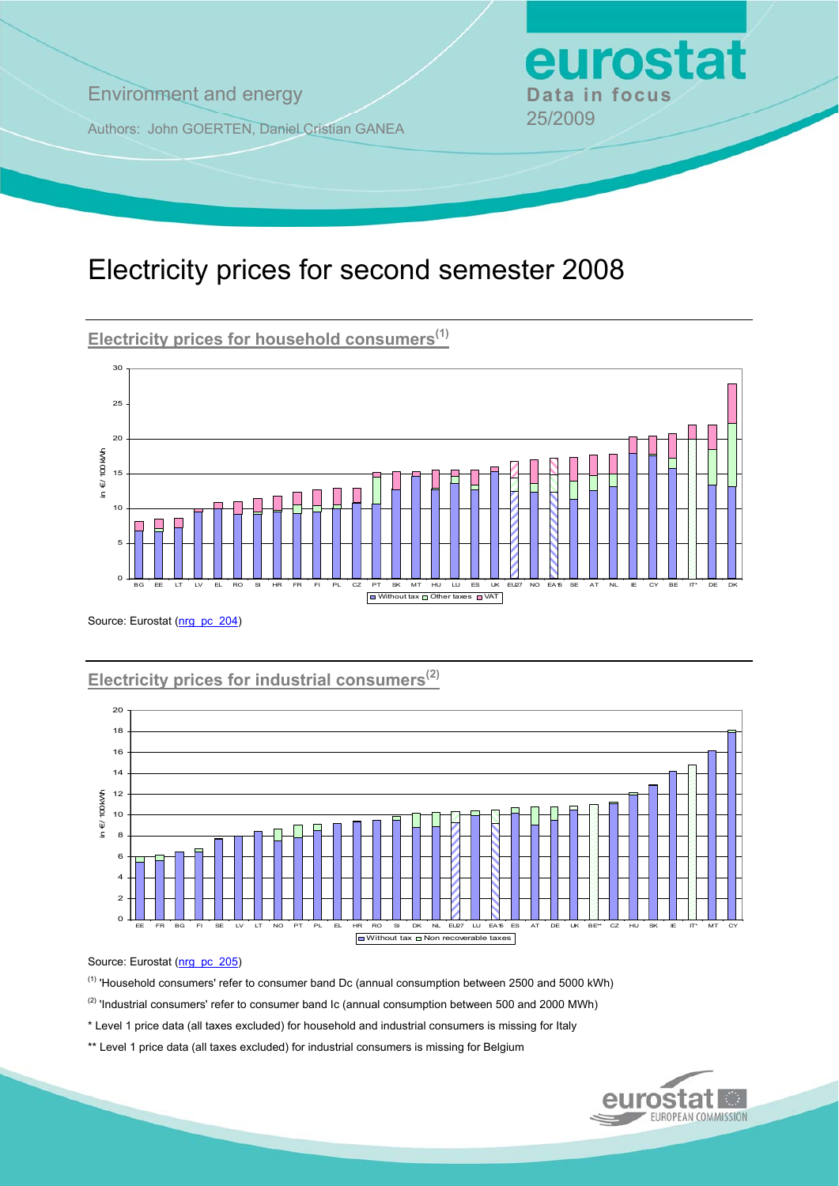Environment and energy

Authors: John GOERTEN, Daniel Cristian GANEA

eurostat
Data in focus
25/2009

# Electricity prices for second semester 2008

## Electricity prices for household consumers[(1)]

in € / 100 kWh

30
25
20
15
10
5
0

BG EE LT LV EL RO SI HR FR FI PL CZ PT SK MT HU LU ES UK EU27 NO EA15 SE AT NL IE CY BE IT* DE DK

Without tax  Other taxes  VAT

Source: Eurostat (nrg_pc_204)

## Electricity prices for industrial consumers[(2)]

in € / 100 kWh

20
18
16
14
12
10
8
6
4
2
0

EE FR BG FI SE LV LT NO PT PL EL HR RO SI DK NL EU27 LU EA15 ES AT DE UK BE** CZ HU SK IE IT* MT CY

Without tax  Non recoverable taxes

Source: Eurostat (nrg_pc_205)

[(1)] 'Household consumers' refer to consumer band Dc (annual consumption between 2500 and 5000 kWh)

[(2)] 'Industrial consumers' refer to consumer band Ic (annual consumption between 500 and 2000 MWh)

* Level 1 price data (all taxes excluded) for household and industrial consumers is missing for Italy

** Level 1 price data (all taxes excluded) for industrial consumers is missing for Belgium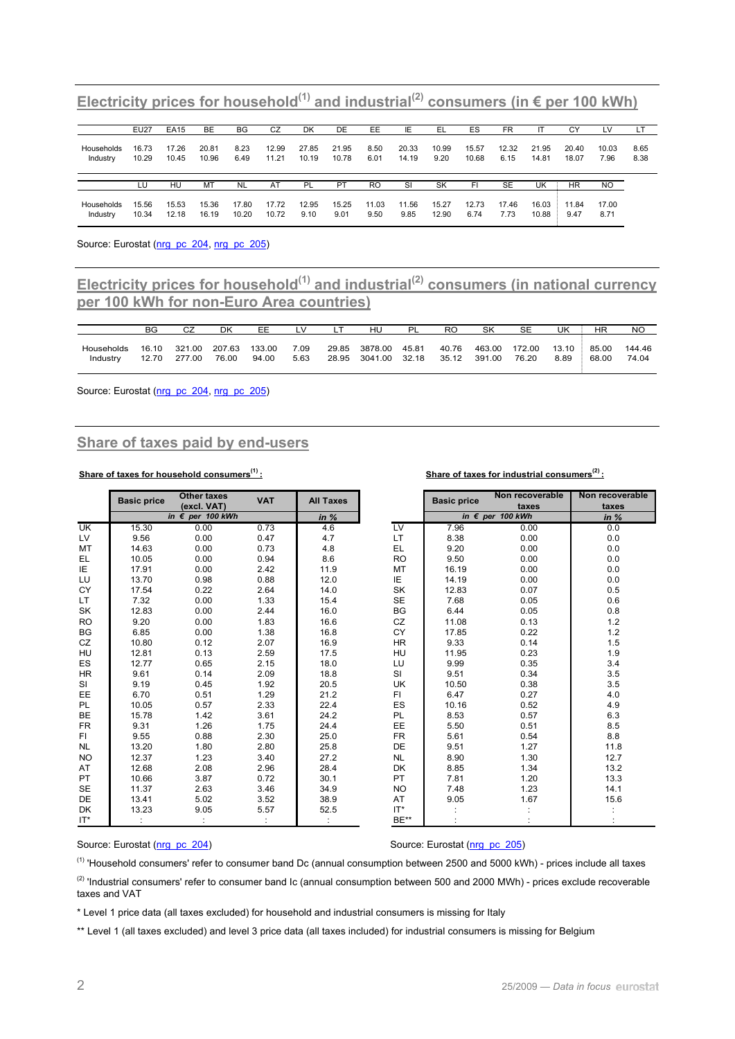## Electricity prices for household(1) and industrial(2) consumers (in € per 100 kWh)

| | EU27 | EA15 | BE | BG | CZ | DK | DE | EE | IE | EL | ES | FR | IT | CY | LV | LT |
|---|---|---|---|---|---|---|---|---|---|---|---|---|---|---|---|---|
| Households | 16.73 | 17.26 | 20.81 | 8.23 | 12.99 | 27.85 | 21.95 | 8.50 | 20.33 | 10.99 | 15.57 | 12.32 | 21.95 | 20.40 | 10.03 | 8.65 |
| Industry | 10.29 | 10.45 | 10.96 | 6.49 | 11.21 | 10.19 | 10.78 | 6.01 | 14.19 | 9.20 | 10.68 | 6.15 | 14.81 | 18.07 | 7.96 | 8.38 |

| | LU | HU | MT | NL | AT | PL | PT | RO | SI | SK | FI | SE | UK | HR | NO |
|---|---|---|---|---|---|---|---|---|---|---|---|---|---|---|---|
| Households | 15.56 | 15.53 | 15.36 | 17.80 | 17.72 | 12.95 | 15.25 | 11.03 | 11.56 | 15.27 | 12.73 | 17.46 | 16.03 | 11.84 | 17.00 |
| Industry | 10.34 | 12.18 | 16.19 | 10.20 | 10.72 | 9.10 | 9.01 | 9.50 | 9.85 | 12.90 | 6.74 | 7.73 | 10.88 | 9.47 | 8.71 |

Source: Eurostat (nrg_pc_204, nrg_pc_205)

## Electricity prices for household(1) and industrial(2) consumers (in national currency per 100 kWh for non-Euro Area countries)

| | BG | CZ | DK | EE | LV | LT | HU | PL | RO | SK | SE | UK | HR | NO |
|---|---|---|---|---|---|---|---|---|---|---|---|---|---|---|
| Households | 16.10 | 321.00 | 207.63 | 133.00 | 7.09 | 29.85 | 3878.00 | 45.81 | 40.76 | 463.00 | 172.00 | 13.10 | 85.00 | 144.46 |
| Industry | 12.70 | 277.00 | 76.00 | 94.00 | 5.63 | 28.95 | 3041.00 | 32.18 | 35.12 | 391.00 | 76.20 | 8.89 | 68.00 | 74.04 |

Source: Eurostat (nrg_pc_204, nrg_pc_205)

## Share of taxes paid by end-users

**Share of taxes for household consumers(1):**

| | Basic price | Other taxes (excl. VAT) | VAT | All Taxes |
|---|---|---|---|---|
| | in € per 100 kWh | | | in % |
| UK | 15.30 | 0.00 | 0.73 | 4.6 |
| LV | 9.56 | 0.00 | 0.47 | 4.7 |
| MT | 14.63 | 0.00 | 0.73 | 4.8 |
| EL | 10.05 | 0.00 | 0.94 | 8.6 |
| IE | 17.91 | 0.00 | 2.42 | 11.9 |
| LU | 13.70 | 0.98 | 0.88 | 12.0 |
| CY | 17.54 | 0.22 | 2.64 | 14.0 |
| LT | 7.32 | 0.00 | 1.33 | 15.4 |
| SK | 12.83 | 0.00 | 2.44 | 16.0 |
| RO | 9.20 | 0.00 | 1.83 | 16.6 |
| BG | 6.85 | 0.00 | 1.38 | 16.8 |
| CZ | 10.80 | 0.12 | 2.07 | 16.9 |
| HU | 12.81 | 0.13 | 2.59 | 17.5 |
| ES | 12.77 | 0.65 | 2.15 | 18.0 |
| HR | 9.61 | 0.14 | 2.09 | 18.8 |
| SI | 9.19 | 0.45 | 1.92 | 20.5 |
| EE | 6.70 | 0.51 | 1.29 | 21.2 |
| PL | 10.05 | 0.57 | 2.33 | 22.4 |
| BE | 15.78 | 1.42 | 3.61 | 24.2 |
| FR | 9.31 | 1.26 | 1.75 | 24.4 |
| FI | 9.55 | 0.88 | 2.30 | 25.0 |
| NL | 13.20 | 1.80 | 2.80 | 25.8 |
| NO | 12.37 | 1.23 | 3.40 | 27.2 |
| AT | 12.68 | 2.08 | 2.96 | 28.4 |
| PT | 10.66 | 3.87 | 0.72 | 30.1 |
| SE | 11.37 | 2.63 | 3.46 | 34.9 |
| DE | 13.41 | 5.02 | 3.52 | 38.9 |
| DK | 13.23 | 9.05 | 5.57 | 52.5 |
| IT* | : | : | : | : |

Source: Eurostat (nrg_pc_204)

**Share of taxes for industrial consumers(2):**

| | Basic price | Non recoverable taxes | Non recoverable taxes |
|---|---|---|---|
| | in € per 100 kWh | | in % |
| LV | 7.96 | 0.00 | 0.0 |
| LT | 8.38 | 0.00 | 0.0 |
| EL | 9.20 | 0.00 | 0.0 |
| RO | 9.50 | 0.00 | 0.0 |
| MT | 16.19 | 0.00 | 0.0 |
| IE | 14.19 | 0.00 | 0.0 |
| SK | 12.83 | 0.07 | 0.5 |
| SE | 7.68 | 0.05 | 0.6 |
| BG | 6.44 | 0.05 | 0.8 |
| CZ | 11.08 | 0.13 | 1.2 |
| CY | 17.85 | 0.22 | 1.2 |
| HR | 9.33 | 0.14 | 1.5 |
| HU | 11.95 | 0.23 | 1.9 |
| LU | 9.99 | 0.35 | 3.4 |
| SI | 9.51 | 0.34 | 3.5 |
| UK | 10.50 | 0.38 | 3.5 |
| FI | 6.47 | 0.27 | 4.0 |
| ES | 10.16 | 0.52 | 4.9 |
| PL | 8.53 | 0.57 | 6.3 |
| EE | 5.50 | 0.51 | 8.5 |
| FR | 5.61 | 0.54 | 8.8 |
| DE | 9.51 | 1.27 | 11.8 |
| NL | 8.90 | 1.30 | 12.7 |
| DK | 8.85 | 1.34 | 13.2 |
| PT | 7.81 | 1.20 | 13.3 |
| NO | 7.48 | 1.23 | 14.1 |
| AT | 9.05 | 1.67 | 15.6 |
| IT* | : | : | : |
| BE** | : | : | : |

Source: Eurostat (nrg_pc_205)

(1) 'Household consumers' refer to consumer band Dc (annual consumption between 2500 and 5000 kWh) - prices include all taxes

(2) 'Industrial consumers' refer to consumer band Ic (annual consumption between 500 and 2000 MWh) - prices exclude recoverable taxes and VAT

* Level 1 price data (all taxes excluded) for household and industrial consumers is missing for Italy

** Level 1 (all taxes excluded) and level 3 price data (all taxes included) for industrial consumers is missing for Belgium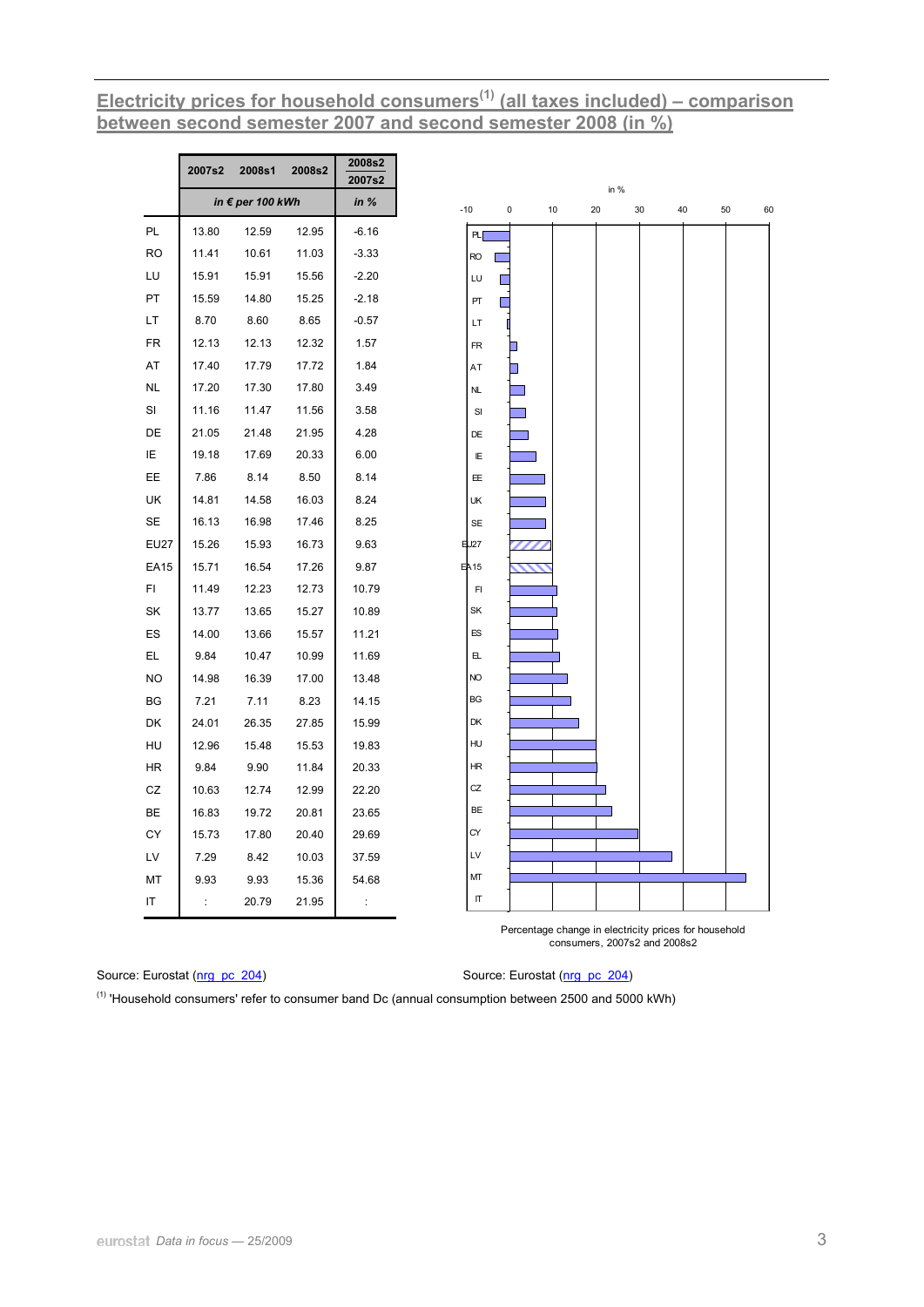## Electricity prices for household consumers[1] (all taxes included) – comparison between second semester 2007 and second semester 2008 (in %)

| | 2007s2 | 2008s1 | 2008s2 | 2008s2 / 2007s2 |
|---|---|---|---|---|
| | in € per 100 kWh | | | in % |
| PL | 13.80 | 12.59 | 12.95 | -6.16 |
| RO | 11.41 | 10.61 | 11.03 | -3.33 |
| LU | 15.91 | 15.91 | 15.56 | -2.20 |
| PT | 15.59 | 14.80 | 15.25 | -2.18 |
| LT | 8.70 | 8.60 | 8.65 | -0.57 |
| FR | 12.13 | 12.13 | 12.32 | 1.57 |
| AT | 17.40 | 17.79 | 17.72 | 1.84 |
| NL | 17.20 | 17.30 | 17.80 | 3.49 |
| SI | 11.16 | 11.47 | 11.56 | 3.58 |
| DE | 21.05 | 21.48 | 21.95 | 4.28 |
| IE | 19.18 | 17.69 | 20.33 | 6.00 |
| EE | 7.86 | 8.14 | 8.50 | 8.14 |
| UK | 14.81 | 14.58 | 16.03 | 8.24 |
| SE | 16.13 | 16.98 | 17.46 | 8.25 |
| EU27 | 15.26 | 15.93 | 16.73 | 9.63 |
| EA15 | 15.71 | 16.54 | 17.26 | 9.87 |
| FI | 11.49 | 12.23 | 12.73 | 10.79 |
| SK | 13.77 | 13.65 | 15.27 | 10.89 |
| ES | 14.00 | 13.66 | 15.57 | 11.21 |
| EL | 9.84 | 10.47 | 10.99 | 11.69 |
| NO | 14.98 | 16.39 | 17.00 | 13.48 |
| BG | 7.21 | 7.11 | 8.23 | 14.15 |
| DK | 24.01 | 26.35 | 27.85 | 15.99 |
| HU | 12.96 | 15.48 | 15.53 | 19.83 |
| HR | 9.84 | 9.90 | 11.84 | 20.33 |
| CZ | 10.63 | 12.74 | 12.99 | 22.20 |
| BE | 16.83 | 19.72 | 20.81 | 23.65 |
| CY | 15.73 | 17.80 | 20.40 | 29.69 |
| LV | 7.29 | 8.42 | 10.03 | 37.59 |
| MT | 9.93 | 9.93 | 15.36 | 54.68 |
| IT | : | 20.79 | 21.95 | : |

Source: Eurostat (nrg_pc_204)

in %

-10 0 10 20 30 40 50 60

PL RO LU PT LT FR AT NL SI DE IE EE UK SE EU27 EA15 FI SK ES EL NO BG DK HU HR CZ BE CY LV MT IT

Percentage change in electricity prices for household consumers, 2007s2 and 2008s2

Source: Eurostat (nrg_pc_204)

[1] 'Household consumers' refer to consumer band Dc (annual consumption between 2500 and 5000 kWh)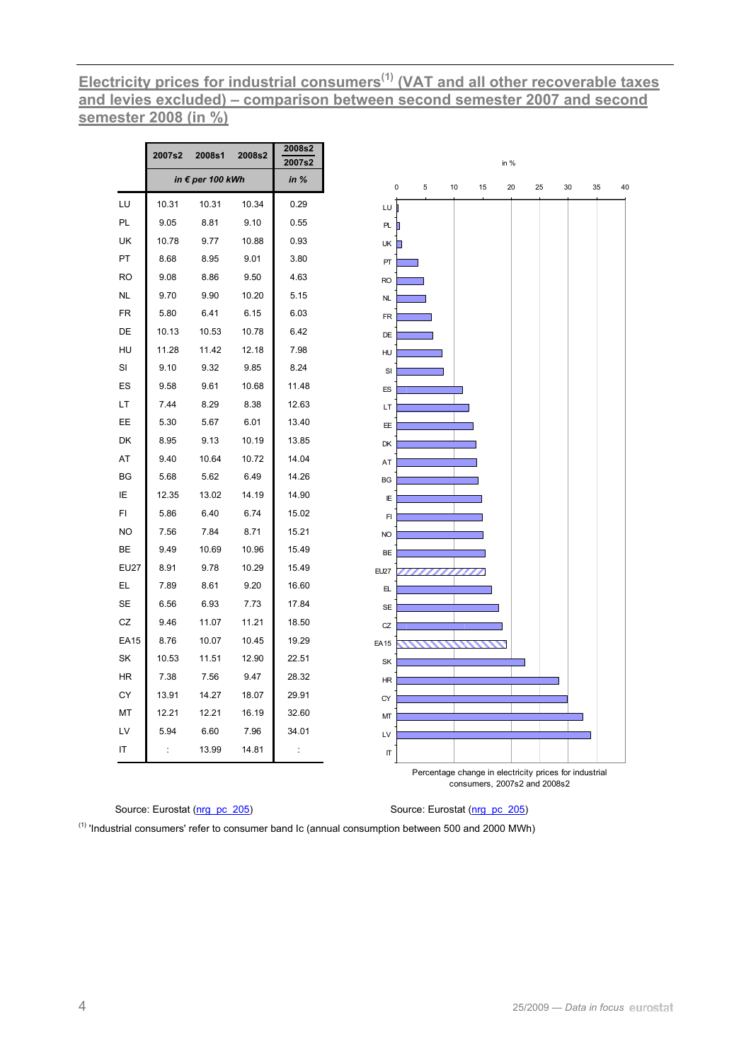## Electricity prices for industrial consumers[1] (VAT and all other recoverable taxes and levies excluded) – comparison between second semester 2007 and second semester 2008 (in %)

| | 2007s2 | 2008s1 | 2008s2 | 2008s2 / 2007s2 |
|---|---|---|---|---|
| | *in € per 100 kWh* | | | *in %* |
| LU | 10.31 | 10.31 | 10.34 | 0.29 |
| PL | 9.05 | 8.81 | 9.10 | 0.55 |
| UK | 10.78 | 9.77 | 10.88 | 0.93 |
| PT | 8.68 | 8.95 | 9.01 | 3.80 |
| RO | 9.08 | 8.86 | 9.50 | 4.63 |
| NL | 9.70 | 9.90 | 10.20 | 5.15 |
| FR | 5.80 | 6.41 | 6.15 | 6.03 |
| DE | 10.13 | 10.53 | 10.78 | 6.42 |
| HU | 11.28 | 11.42 | 12.18 | 7.98 |
| SI | 9.10 | 9.32 | 9.85 | 8.24 |
| ES | 9.58 | 9.61 | 10.68 | 11.48 |
| LT | 7.44 | 8.29 | 8.38 | 12.63 |
| EE | 5.30 | 5.67 | 6.01 | 13.40 |
| DK | 8.95 | 9.13 | 10.19 | 13.85 |
| AT | 9.40 | 10.64 | 10.72 | 14.04 |
| BG | 5.68 | 5.62 | 6.49 | 14.26 |
| IE | 12.35 | 13.02 | 14.19 | 14.90 |
| FI | 5.86 | 6.40 | 6.74 | 15.02 |
| NO | 7.56 | 7.84 | 8.71 | 15.21 |
| BE | 9.49 | 10.69 | 10.96 | 15.49 |
| EU27 | 8.91 | 9.78 | 10.29 | 15.49 |
| EL | 7.89 | 8.61 | 9.20 | 16.60 |
| SE | 6.56 | 6.93 | 7.73 | 17.84 |
| CZ | 9.46 | 11.07 | 11.21 | 18.50 |
| EA15 | 8.76 | 10.07 | 10.45 | 19.29 |
| SK | 10.53 | 11.51 | 12.90 | 22.51 |
| HR | 7.38 | 7.56 | 9.47 | 28.32 |
| CY | 13.91 | 14.27 | 18.07 | 29.91 |
| MT | 12.21 | 12.21 | 16.19 | 32.60 |
| LV | 5.94 | 6.60 | 7.96 | 34.01 |
| IT | : | 13.99 | 14.81 | : |

Source: Eurostat (nrg_pc_205)

in %

0 5 10 15 20 25 30 35 40

LU PL UK PT RO NL FR DE HU SI ES LT EE DK AT BG IE FI NO BE EU27 EL SE CZ EA15 SK HR CY MT LV IT

Percentage change in electricity prices for industrial consumers, 2007s2 and 2008s2

Source: Eurostat (nrg_pc_205)

[1] 'Industrial consumers' refer to consumer band Ic (annual consumption between 500 and 2000 MWh)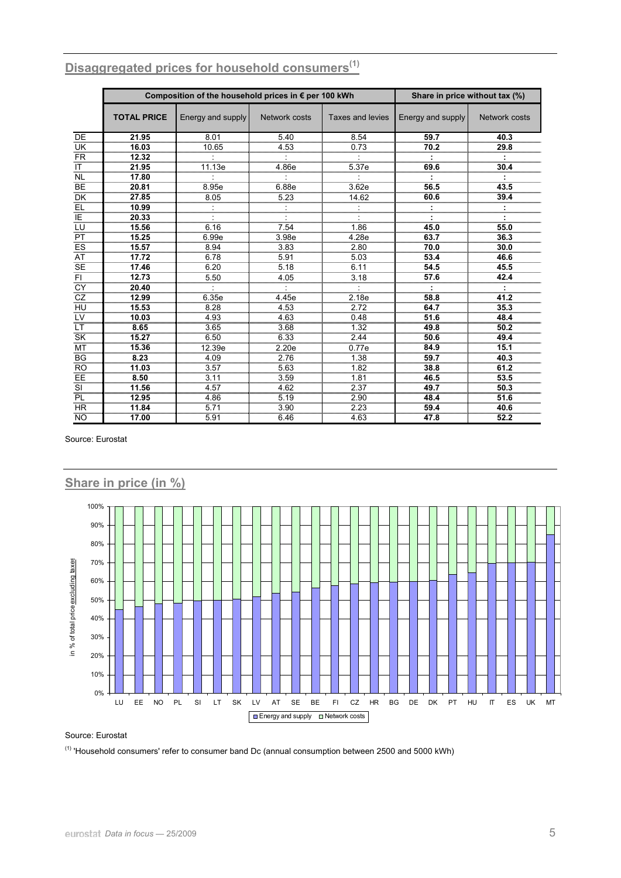## Disaggregated prices for household consumers[1]

| | Composition of the household prices in € per 100 kWh | | | | Share in price without tax (%) | |
|---|---|---|---|---|---|---|
| | **TOTAL PRICE** | Energy and supply | Network costs | Taxes and levies | Energy and supply | Network costs |
| DE | **21.95** | 8.01 | 5.40 | 8.54 | **59.7** | **40.3** |
| UK | **16.03** | 10.65 | 4.53 | 0.73 | **70.2** | **29.8** |
| FR | **12.32** | : | : | : | **:** | **:** |
| IT | **21.95** | 11.13e | 4.86e | 5.37e | **69.6** | **30.4** |
| NL | **17.80** | : | : | : | **:** | **:** |
| BE | **20.81** | 8.95e | 6.88e | 3.62e | **56.5** | **43.5** |
| DK | **27.85** | 8.05 | 5.23 | 14.62 | **60.6** | **39.4** |
| EL | **10.99** | : | : | : | **:** | **:** |
| IE | **20.33** | : | : | : | **:** | **:** |
| LU | **15.56** | 6.16 | 7.54 | 1.86 | **45.0** | **55.0** |
| PT | **15.25** | 6.99e | 3.98e | 4.28e | **63.7** | **36.3** |
| ES | **15.57** | 8.94 | 3.83 | 2.80 | **70.0** | **30.0** |
| AT | **17.72** | 6.78 | 5.91 | 5.03 | **53.4** | **46.6** |
| SE | **17.46** | 6.20 | 5.18 | 6.11 | **54.5** | **45.5** |
| FI | **12.73** | 5.50 | 4.05 | 3.18 | **57.6** | **42.4** |
| CY | **20.40** | : | : | : | **:** | **:** |
| CZ | **12.99** | 6.35e | 4.45e | 2.18e | **58.8** | **41.2** |
| HU | **15.53** | 8.28 | 4.53 | 2.72 | **64.7** | **35.3** |
| LV | **10.03** | 4.93 | 4.63 | 0.48 | **51.6** | **48.4** |
| LT | **8.65** | 3.65 | 3.68 | 1.32 | **49.8** | **50.2** |
| SK | **15.27** | 6.50 | 6.33 | 2.44 | **50.6** | **49.4** |
| MT | **15.36** | 12.39e | 2.20e | 0.77e | **84.9** | **15.1** |
| BG | **8.23** | 4.09 | 2.76 | 1.38 | **59.7** | **40.3** |
| RO | **11.03** | 3.57 | 5.63 | 1.82 | **38.8** | **61.2** |
| EE | **8.50** | 3.11 | 3.59 | 1.81 | **46.5** | **53.5** |
| SI | **11.56** | 4.57 | 4.62 | 2.37 | **49.7** | **50.3** |
| PL | **12.95** | 4.86 | 5.19 | 2.90 | **48.4** | **51.6** |
| HR | **11.84** | 5.71 | 3.90 | 2.23 | **59.4** | **40.6** |
| NO | **17.00** | 5.91 | 6.46 | 4.63 | **47.8** | **52.2** |

Source: Eurostat

## Share in price (in %)

100%
90%
80%
70%
60%
50%
40%
30%
20%
10%
0%

in % of total price excluding taxes

LU EE NO PL SI LT SK LV AT SE BE FI CZ HR BG DE DK PT HU IT ES UK MT

Energy and supply Network costs

Source: Eurostat

[1] 'Household consumers' refer to consumer band Dc (annual consumption between 2500 and 5000 kWh)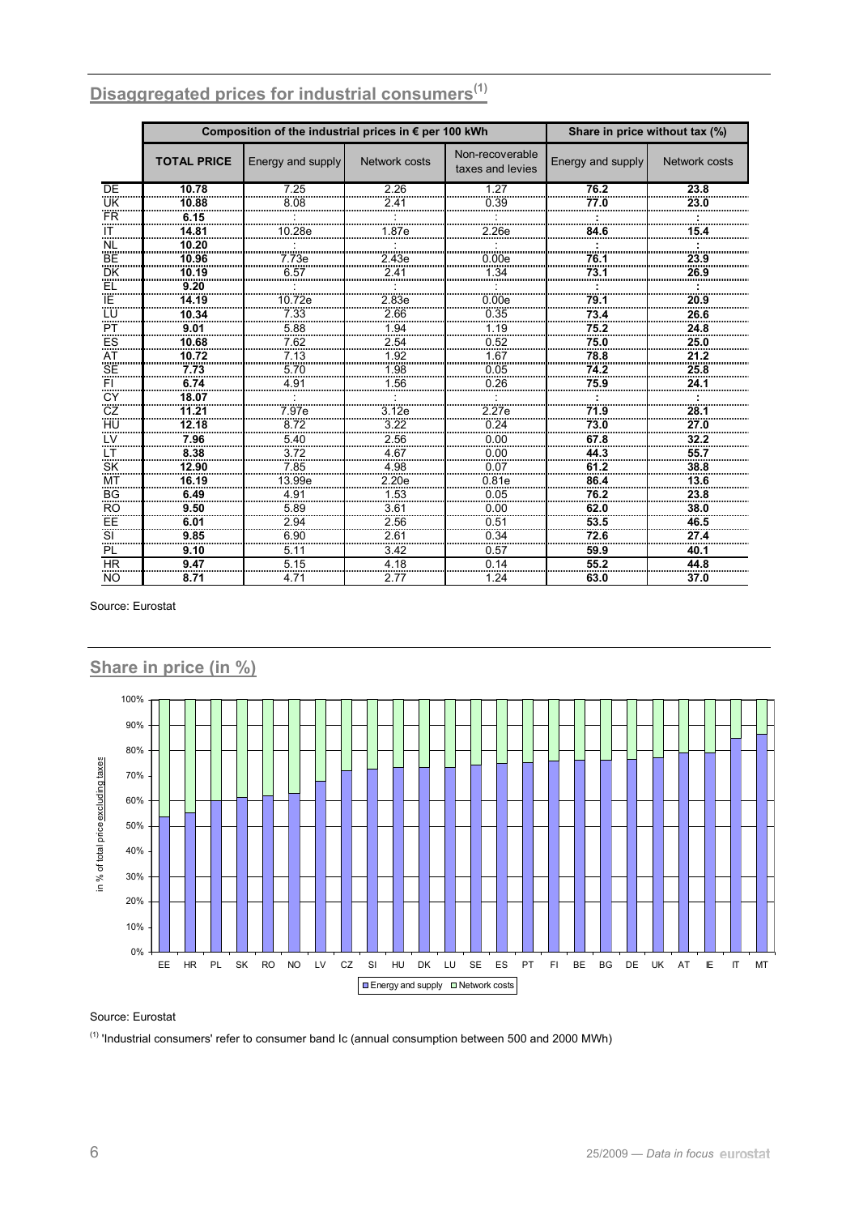## Disaggregated prices for industrial consumers[1]

| | Composition of the industrial prices in € per 100 kWh | | | | Share in price without tax (%) | |
|---|---|---|---|---|---|---|
| | **TOTAL PRICE** | Energy and supply | Network costs | Non-recoverable taxes and levies | Energy and supply | Network costs |
| DE | **10.78** | 7.25 | 2.26 | 1.27 | **76.2** | **23.8** |
| UK | **10.88** | 8.08 | 2.41 | 0.39 | **77.0** | **23.0** |
| FR | **6.15** | : | : | : | **:** | **:** |
| IT | **14.81** | 10.28e | 1.87e | 2.26e | **84.6** | **15.4** |
| NL | **10.20** | : | : | : | **:** | **:** |
| BE | **10.96** | 7.73e | 2.43e | 0.00e | **76.1** | **23.9** |
| DK | **10.19** | 6.57 | 2.41 | 1.34 | **73.1** | **26.9** |
| EL | **9.20** | : | : | : | **:** | **:** |
| IE | **14.19** | 10.72e | 2.83e | 0.00e | **79.1** | **20.9** |
| LU | **10.34** | 7.33 | 2.66 | 0.35 | **73.4** | **26.6** |
| PT | **9.01** | 5.88 | 1.94 | 1.19 | **75.2** | **24.8** |
| ES | **10.68** | 7.62 | 2.54 | 0.52 | **75.0** | **25.0** |
| AT | **10.72** | 7.13 | 1.92 | 1.67 | **78.8** | **21.2** |
| SE | **7.73** | 5.70 | 1.98 | 0.05 | **74.2** | **25.8** |
| FI | **6.74** | 4.91 | 1.56 | 0.26 | **75.9** | **24.1** |
| CY | **18.07** | : | : | : | **:** | **:** |
| CZ | **11.21** | 7.97e | 3.12e | 2.27e | **71.9** | **28.1** |
| HU | **12.18** | 8.72 | 3.22 | 0.24 | **73.0** | **27.0** |
| LV | **7.96** | 5.40 | 2.56 | 0.00 | **67.8** | **32.2** |
| LT | **8.38** | 3.72 | 4.67 | 0.00 | **44.3** | **55.7** |
| SK | **12.90** | 7.85 | 4.98 | 0.07 | **61.2** | **38.8** |
| MT | **16.19** | 13.99e | 2.20e | 0.81e | **86.4** | **13.6** |
| BG | **6.49** | 4.91 | 1.53 | 0.05 | **76.2** | **23.8** |
| RO | **9.50** | 5.89 | 3.61 | 0.00 | **62.0** | **38.0** |
| EE | **6.01** | 2.94 | 2.56 | 0.51 | **53.5** | **46.5** |
| SI | **9.85** | 6.90 | 2.61 | 0.34 | **72.6** | **27.4** |
| PL | **9.10** | 5.11 | 3.42 | 0.57 | **59.9** | **40.1** |
| HR | **9.47** | 5.15 | 4.18 | 0.14 | **55.2** | **44.8** |
| NO | **8.71** | 4.71 | 2.77 | 1.24 | **63.0** | **37.0** |

Source: Eurostat

## Share in price (in %)

in % of total price excluding taxes

100%
90%
80%
70%
60%
50%
40%
30%
20%
10%
0%

EE HR PL SK RO NO LV CZ SI HU DK LU SE ES PT FI BE BG DE UK AT IE IT MT

Energy and supply
Network costs

Source: Eurostat

[1] 'Industrial consumers' refer to consumer band Ic (annual consumption between 500 and 2000 MWh)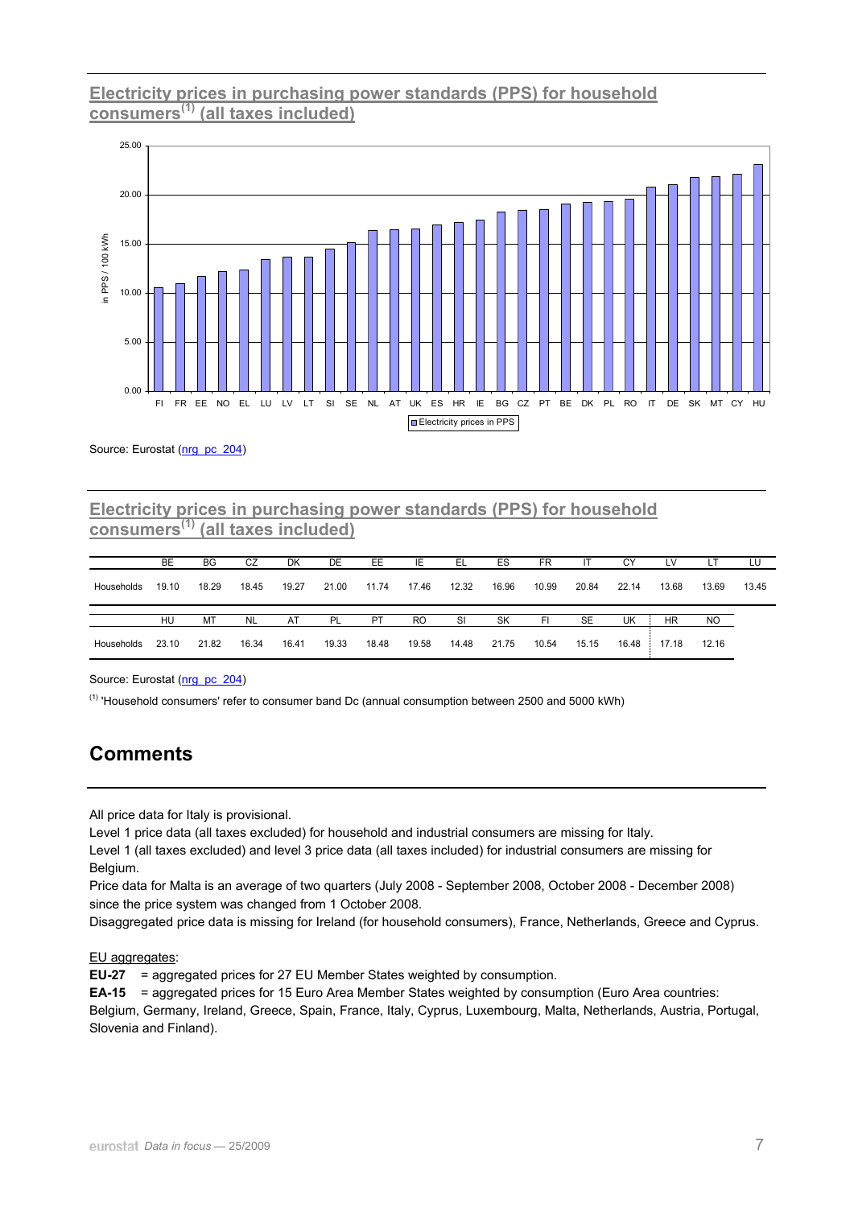## Electricity prices in purchasing power standards (PPS) for household consumers[(1)] (all taxes included)

25.00
20.00
15.00
10.00
5.00
0.00

in PPS / 100 kWh

FI FR EE NO EL LU LV LT SI SE NL AT UK ES HR IE BG CZ PT BE DK PL RO IT DE SK MT CY HU

Electricity prices in PPS

Source: Eurostat (nrg_pc_204)

## Electricity prices in purchasing power standards (PPS) for household consumers[(1)] (all taxes included)

| | BE | BG | CZ | DK | DE | EE | IE | EL | ES | FR | IT | CY | LV | LT | LU |
|---|---|---|---|---|---|---|---|---|---|---|---|---|---|---|---|
| Households | 19.10 | 18.29 | 18.45 | 19.27 | 21.00 | 11.74 | 17.46 | 12.32 | 16.96 | 10.99 | 20.84 | 22.14 | 13.68 | 13.69 | 13.45 |
| | **HU** | **MT** | **NL** | **AT** | **PL** | **PT** | **RO** | **SI** | **SK** | **FI** | **SE** | **UK** | **HR** | **NO** | |
| Households | 23.10 | 21.82 | 16.34 | 16.41 | 19.33 | 18.48 | 19.58 | 14.48 | 21.75 | 10.54 | 15.15 | 16.48 | 17.18 | 12.16 | |

Source: Eurostat (nrg_pc_204)

(1) 'Household consumers' refer to consumer band Dc (annual consumption between 2500 and 5000 kWh)

# Comments

All price data for Italy is provisional.

Level 1 price data (all taxes excluded) for household and industrial consumers are missing for Italy.

Level 1 (all taxes excluded) and level 3 price data (all taxes included) for industrial consumers are missing for Belgium.

Price data for Malta is an average of two quarters (July 2008 - September 2008, October 2008 - December 2008) since the price system was changed from 1 October 2008.

Disaggregated price data is missing for Ireland (for household consumers), France, Netherlands, Greece and Cyprus.

EU aggregates:

**EU-27** = aggregated prices for 27 EU Member States weighted by consumption.

**EA-15** = aggregated prices for 15 Euro Area Member States weighted by consumption (Euro Area countries: Belgium, Germany, Ireland, Greece, Spain, France, Italy, Cyprus, Luxembourg, Malta, Netherlands, Austria, Portugal, Slovenia and Finland).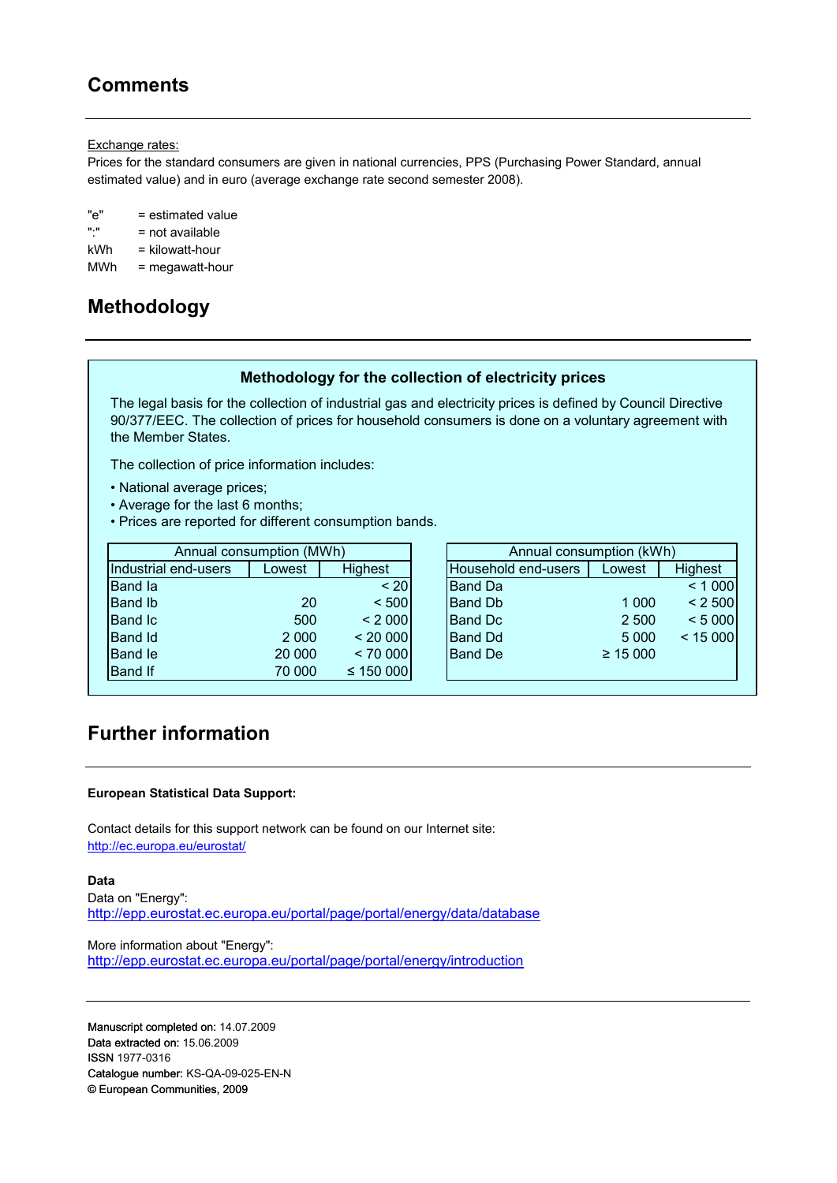## Comments

Exchange rates:
Prices for the standard consumers are given in national currencies, PPS (Purchasing Power Standard, annual estimated value) and in euro (average exchange rate second semester 2008).

"e" = estimated value
":" = not available
kWh = kilowatt-hour
MWh = megawatt-hour

## Methodology

### Methodology for the collection of electricity prices

The legal basis for the collection of industrial gas and electricity prices is defined by Council Directive 90/377/EEC. The collection of prices for household consumers is done on a voluntary agreement with the Member States.

The collection of price information includes:

- National average prices;
- Average for the last 6 months;
- Prices are reported for different consumption bands.

| Annual consumption (MWh) | | |
|---|---|---|
| Industrial end-users | Lowest | Highest |
| Band Ia | | < 20 |
| Band Ib | 20 | < 500 |
| Band Ic | 500 | < 2 000 |
| Band Id | 2 000 | < 20 000 |
| Band Ie | 20 000 | < 70 000 |
| Band If | 70 000 | ≤ 150 000 |

| Annual consumption (kWh) | | |
|---|---|---|
| Household end-users | Lowest | Highest |
| Band Da | | < 1 000 |
| Band Db | 1 000 | < 2 500 |
| Band Dc | 2 500 | < 5 000 |
| Band Dd | 5 000 | < 15 000 |
| Band De | ≥ 15 000 | |

## Further information

**European Statistical Data Support:**

Contact details for this support network can be found on our Internet site:
http://ec.europa.eu/eurostat/

**Data**
Data on "Energy":
http://epp.eurostat.ec.europa.eu/portal/page/portal/energy/data/database

More information about "Energy":
http://epp.eurostat.ec.europa.eu/portal/page/portal/energy/introduction

Manuscript completed on: 14.07.2009
Data extracted on: 15.06.2009
ISSN 1977-0316
Catalogue number: KS-QA-09-025-EN-N
© European Communities, 2009